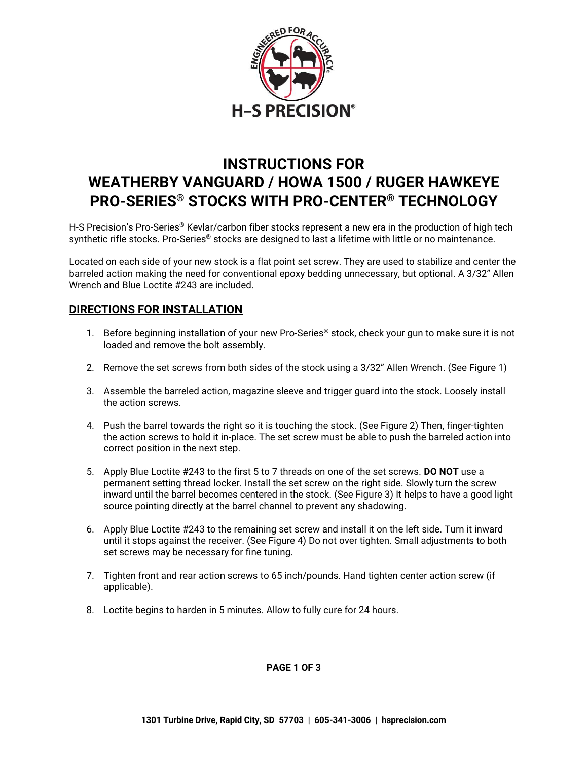H–S PRECISION®

# INSTRUCTIONS FOR WEATHERBY VANGUARD / HOWA 1500 / RUGER HAWKEYE PRO-SERIES® STOCKS WITH PRO-CENTER® TECHNOLOGY

H-S Precision's Pro-Series® Kevlar/carbon fiber stocks represent a new era in the production of high tech synthetic rifle stocks. Pro-Series® stocks are designed to last a lifetime with little or no maintenance.

Located on each side of your new stock is a flat point set screw. They are used to stabilize and center the barreled action making the need for conventional epoxy bedding unnecessary, but optional. A 3/32" Allen Wrench and Blue Loctite #243 are included.

## DIRECTIONS FOR INSTALLATION

1. Before beginning installation of your new Pro-Series® stock, check your gun to make sure it is not loaded and remove the bolt assembly.
2. Remove the set screws from both sides of the stock using a 3/32" Allen Wrench. (See Figure 1)
3. Assemble the barreled action, magazine sleeve and trigger guard into the stock. Loosely install the action screws.
4. Push the barrel towards the right so it is touching the stock. (See Figure 2) Then, finger-tighten the action screws to hold it in-place. The set screw must be able to push the barreled action into correct position in the next step.
5. Apply Blue Loctite #243 to the first 5 to 7 threads on one of the set screws. **DO NOT** use a permanent setting thread locker. Install the set screw on the right side. Slowly turn the screw inward until the barrel becomes centered in the stock. (See Figure 3) It helps to have a good light source pointing directly at the barrel channel to prevent any shadowing.
6. Apply Blue Loctite #243 to the remaining set screw and install it on the left side. Turn it inward until it stops against the receiver. (See Figure 4) Do not over tighten. Small adjustments to both set screws may be necessary for fine tuning.
7. Tighten front and rear action screws to 65 inch/pounds. Hand tighten center action screw (if applicable).
8. Loctite begins to harden in 5 minutes. Allow to fully cure for 24 hours.

1301 Turbine Drive, Rapid City, SD 57703 | 605-341-3006 | hsprecision.com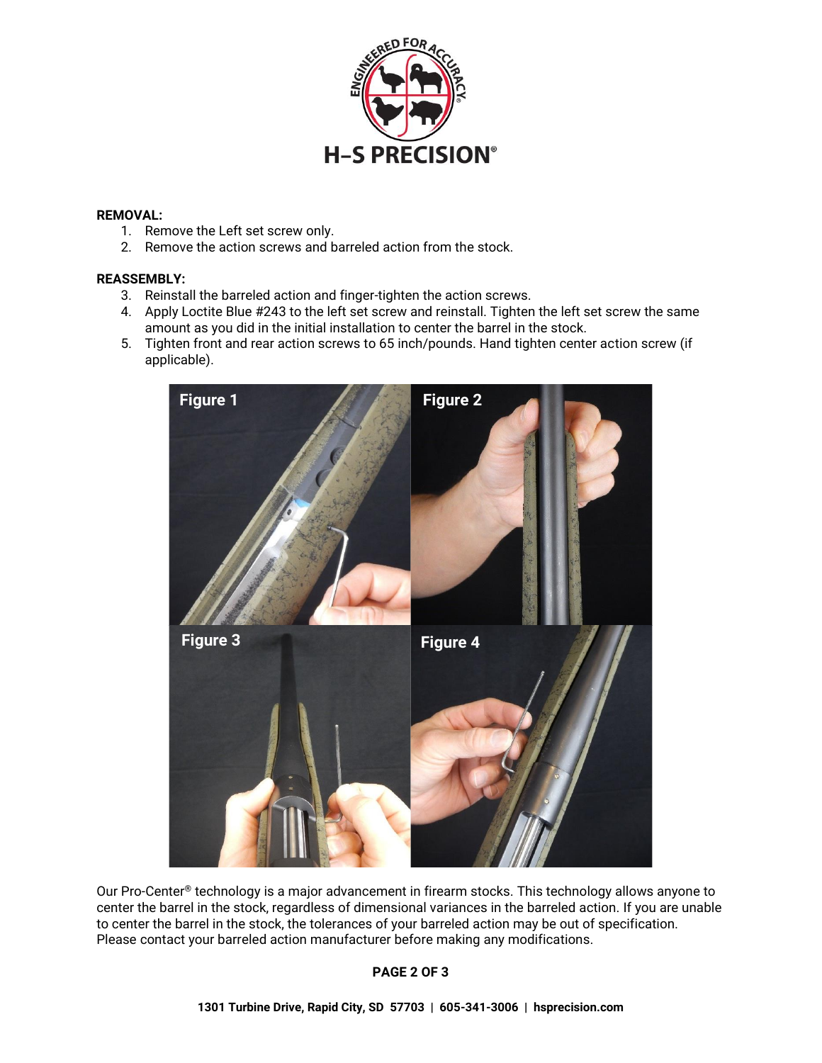**REMOVAL:**

1. Remove the Left set screw only.
2. Remove the action screws and barreled action from the stock.

**REASSEMBLY:**

3. Reinstall the barreled action and finger-tighten the action screws.
4. Apply Loctite Blue #243 to the left set screw and reinstall. Tighten the left set screw the same amount as you did in the initial installation to center the barrel in the stock.
5. Tighten front and rear action screws to 65 inch/pounds. Hand tighten center action screw (if applicable).

Figure 1

Figure 2

Figure 3

Figure 4

Our Pro-Center® technology is a major advancement in firearm stocks. This technology allows anyone to center the barrel in the stock, regardless of dimensional variances in the barreled action. If you are unable to center the barrel in the stock, the tolerances of your barreled action may be out of specification. Please contact your barreled action manufacturer before making any modifications.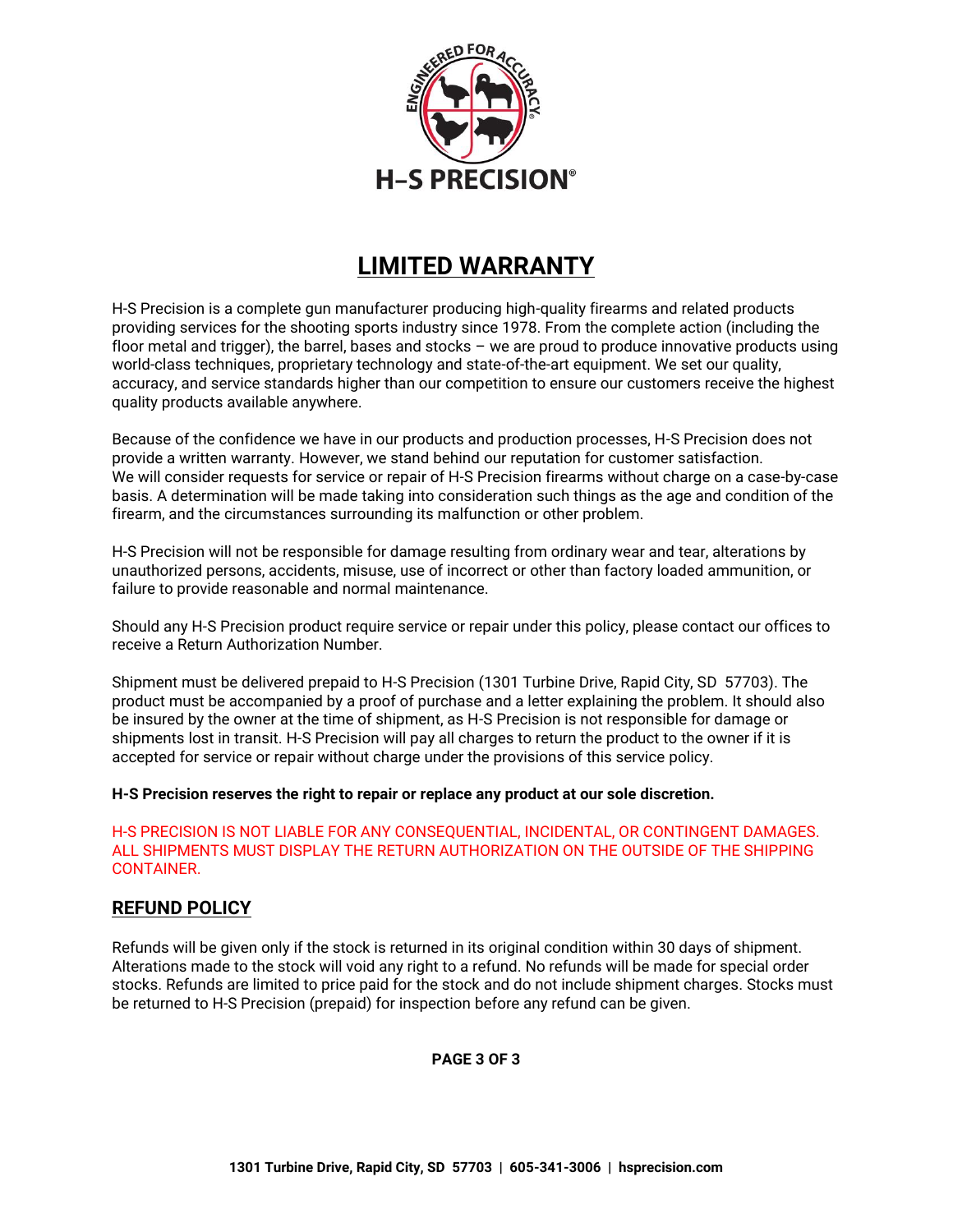# LIMITED WARRANTY

H-S Precision is a complete gun manufacturer producing high-quality firearms and related products providing services for the shooting sports industry since 1978. From the complete action (including the floor metal and trigger), the barrel, bases and stocks – we are proud to produce innovative products using world-class techniques, proprietary technology and state-of-the-art equipment. We set our quality, accuracy, and service standards higher than our competition to ensure our customers receive the highest quality products available anywhere.

Because of the confidence we have in our products and production processes, H-S Precision does not provide a written warranty. However, we stand behind our reputation for customer satisfaction. We will consider requests for service or repair of H-S Precision firearms without charge on a case-by-case basis. A determination will be made taking into consideration such things as the age and condition of the firearm, and the circumstances surrounding its malfunction or other problem.

H-S Precision will not be responsible for damage resulting from ordinary wear and tear, alterations by unauthorized persons, accidents, misuse, use of incorrect or other than factory loaded ammunition, or failure to provide reasonable and normal maintenance.

Should any H-S Precision product require service or repair under this policy, please contact our offices to receive a Return Authorization Number.

Shipment must be delivered prepaid to H-S Precision (1301 Turbine Drive, Rapid City, SD 57703). The product must be accompanied by a proof of purchase and a letter explaining the problem. It should also be insured by the owner at the time of shipment, as H-S Precision is not responsible for damage or shipments lost in transit. H-S Precision will pay all charges to return the product to the owner if it is accepted for service or repair without charge under the provisions of this service policy.

**H-S Precision reserves the right to repair or replace any product at our sole discretion.**

H-S PRECISION IS NOT LIABLE FOR ANY CONSEQUENTIAL, INCIDENTAL, OR CONTINGENT DAMAGES. ALL SHIPMENTS MUST DISPLAY THE RETURN AUTHORIZATION ON THE OUTSIDE OF THE SHIPPING CONTAINER.

## REFUND POLICY

Refunds will be given only if the stock is returned in its original condition within 30 days of shipment. Alterations made to the stock will void any right to a refund. No refunds will be made for special order stocks. Refunds are limited to price paid for the stock and do not include shipment charges. Stocks must be returned to H-S Precision (prepaid) for inspection before any refund can be given.